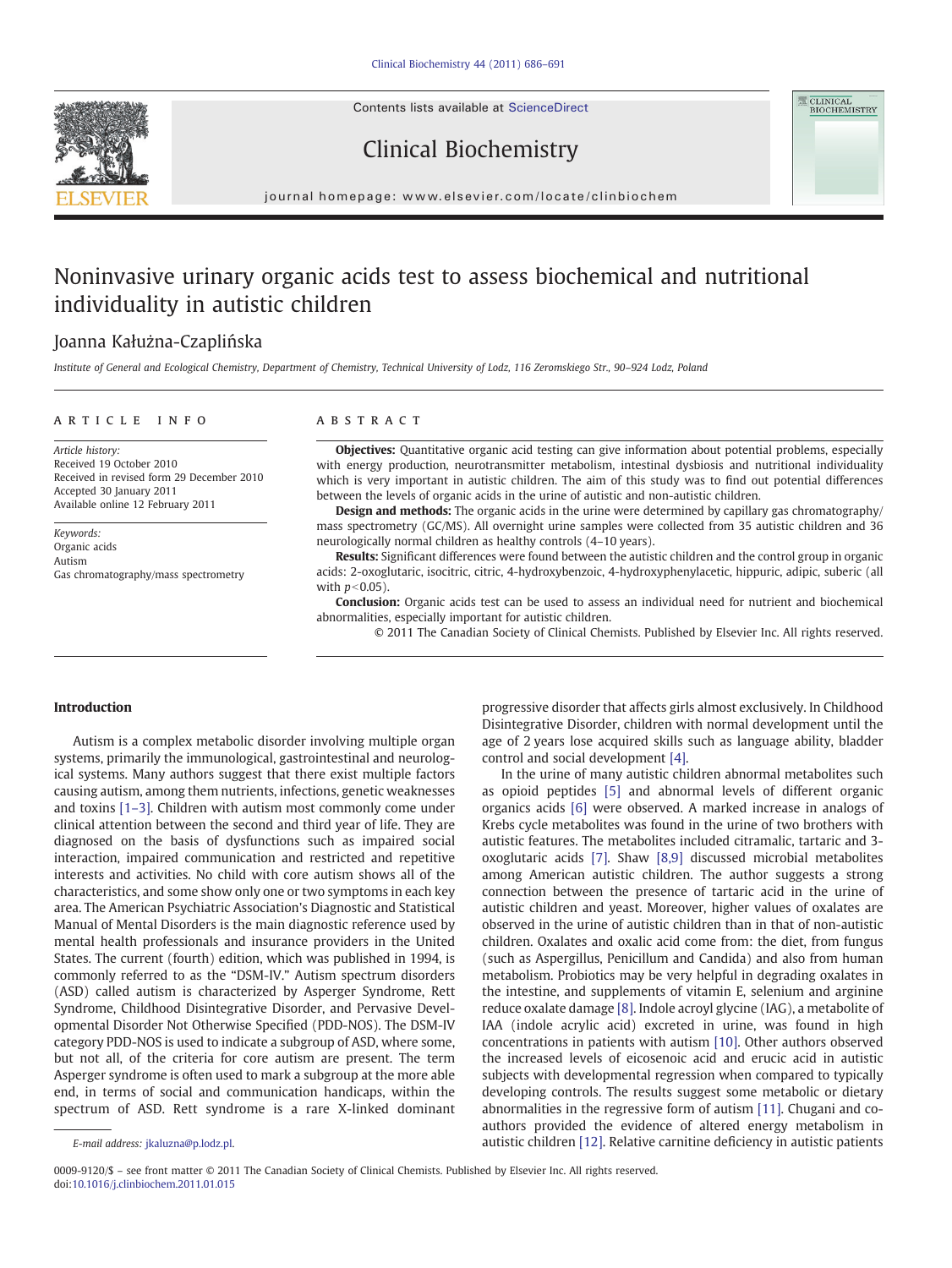Contents lists available at ScienceDirect

# Clinical Biochemistry

journal homepage: www.elsevier.com/locate/clinbiochem

# Noninvasive urinary organic acids test to assess biochemical and nutritional individuality in autistic children

Joanna Kałużna-Czaplińska

*Institute of General and Ecological Chemistry, Department of Chemistry, Technical University of Lodz, 116 Zeromskiego Str., 90–924 Lodz, Poland*

## ARTICLE INFO

*Article history:*
Received 19 October 2010
Received in revised form 29 December 2010
Accepted 30 January 2011
Available online 12 February 2011

*Keywords:*
Organic acids
Autism
Gas chromatography/mass spectrometry

## ABSTRACT

**Objectives:** Quantitative organic acid testing can give information about potential problems, especially with energy production, neurotransmitter metabolism, intestinal dysbiosis and nutritional individuality which is very important in autistic children. The aim of this study was to find out potential differences between the levels of organic acids in the urine of autistic and non-autistic children.

**Design and methods:** The organic acids in the urine were determined by capillary gas chromatography/mass spectrometry (GC/MS). All overnight urine samples were collected from 35 autistic children and 36 neurologically normal children as healthy controls (4–10 years).

**Results:** Significant differences were found between the autistic children and the control group in organic acids: 2-oxoglutaric, isocitric, citric, 4-hydroxybenzoic, 4-hydroxyphenylacetic, hippuric, adipic, suberic (all with $p < 0.05$).

**Conclusion:** Organic acids test can be used to assess an individual need for nutrient and biochemical abnormalities, especially important for autistic children.

© 2011 The Canadian Society of Clinical Chemists. Published by Elsevier Inc. All rights reserved.

## Introduction

Autism is a complex metabolic disorder involving multiple organ systems, primarily the immunological, gastrointestinal and neurological systems. Many authors suggest that there exist multiple factors causing autism, among them nutrients, infections, genetic weaknesses and toxins [1–3]. Children with autism most commonly come under clinical attention between the second and third year of life. They are diagnosed on the basis of dysfunctions such as impaired social interaction, impaired communication and restricted and repetitive interests and activities. No child with core autism shows all of the characteristics, and some show only one or two symptoms in each key area. The American Psychiatric Association's Diagnostic and Statistical Manual of Mental Disorders is the main diagnostic reference used by mental health professionals and insurance providers in the United States. The current (fourth) edition, which was published in 1994, is commonly referred to as the "DSM-IV." Autism spectrum disorders (ASD) called autism is characterized by Asperger Syndrome, Rett Syndrome, Childhood Disintegrative Disorder, and Pervasive Developmental Disorder Not Otherwise Specified (PDD-NOS). The DSM-IV category PDD-NOS is used to indicate a subgroup of ASD, where some, but not all, of the criteria for core autism are present. The term Asperger syndrome is often used to mark a subgroup at the more able end, in terms of social and communication handicaps, within the spectrum of ASD. Rett syndrome is a rare X-linked dominant progressive disorder that affects girls almost exclusively. In Childhood Disintegrative Disorder, children with normal development until the age of 2 years lose acquired skills such as language ability, bladder control and social development [4].

In the urine of many autistic children abnormal metabolites such as opioid peptides [5] and abnormal levels of different organic organics acids [6] were observed. A marked increase in analogs of Krebs cycle metabolites was found in the urine of two brothers with autistic features. The metabolites included citramalic, tartaric and 3-oxoglutaric acids [7]. Shaw [8,9] discussed microbial metabolites among American autistic children. The author suggests a strong connection between the presence of tartaric acid in the urine of autistic children and yeast. Moreover, higher values of oxalates are observed in the urine of autistic children than in that of non-autistic children. Oxalates and oxalic acid come from: the diet, from fungus (such as Aspergillus, Penicillum and Candida) and also from human metabolism. Probiotics may be very helpful in degrading oxalates in the intestine, and supplements of vitamin E, selenium and arginine reduce oxalate damage [8]. Indole acroyl glycine (IAG), a metabolite of IAA (indole acrylic acid) excreted in urine, was found in high concentrations in patients with autism [10]. Other authors observed the increased levels of eicosenoic acid and erucic acid in autistic subjects with developmental regression when compared to typically developing controls. The results suggest some metabolic or dietary abnormalities in the regressive form of autism [11]. Chugani and co-authors provided the evidence of altered energy metabolism in autistic children [12]. Relative carnitine deficiency in autistic patients

E-mail address: jkaluzna@p.lodz.pl.

0009-9120/$ – see front matter © 2011 The Canadian Society of Clinical Chemists. Published by Elsevier Inc. All rights reserved.
doi:10.1016/j.clinbiochem.2011.01.015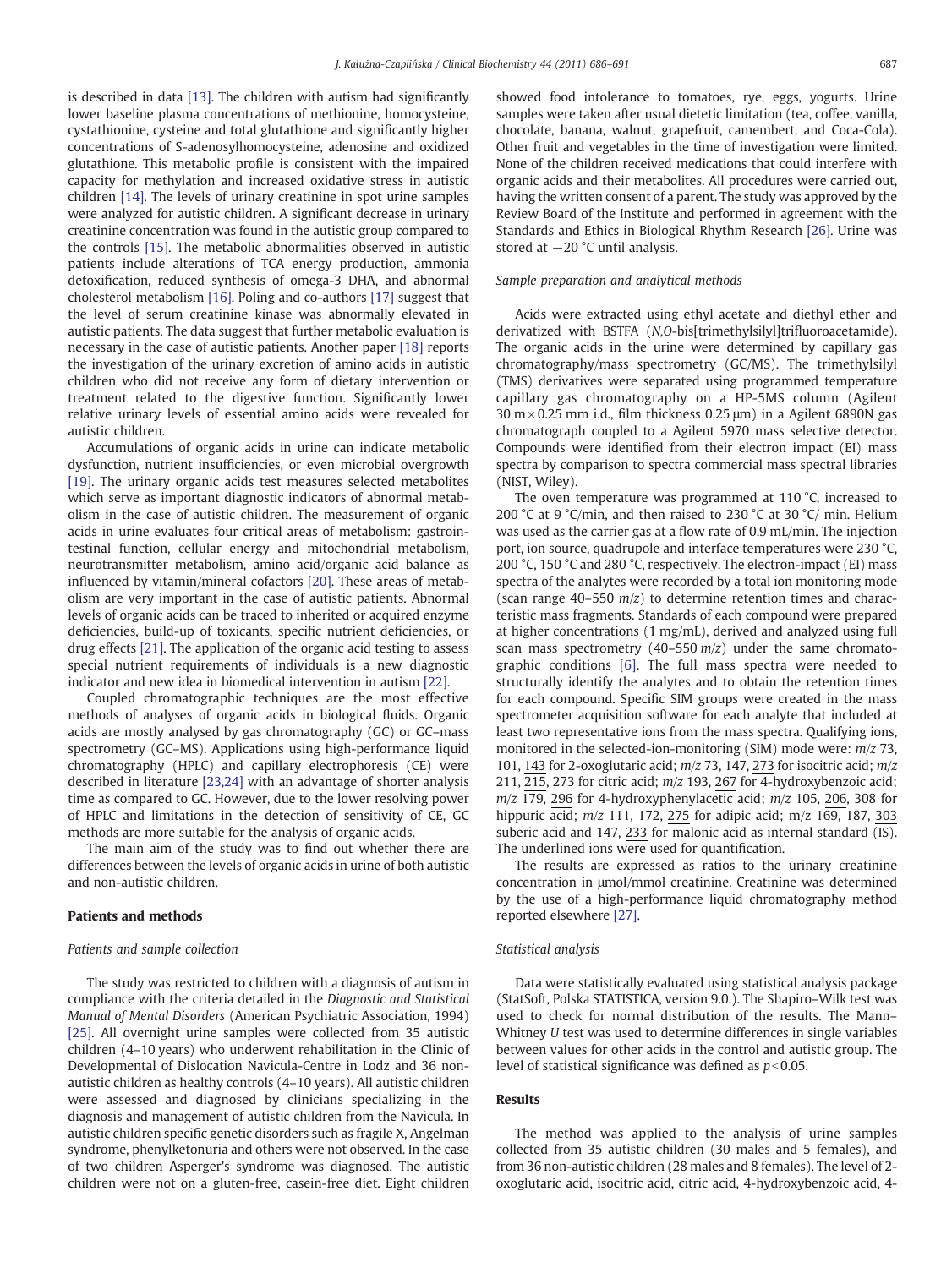is described in data [13]. The children with autism had significantly lower baseline plasma concentrations of methionine, homocysteine, cystathionine, cysteine and total glutathione and significantly higher concentrations of S-adenosylhomocysteine, adenosine and oxidized glutathione. This metabolic profile is consistent with the impaired capacity for methylation and increased oxidative stress in autistic children [14]. The levels of urinary creatinine in spot urine samples were analyzed for autistic children. A significant decrease in urinary creatinine concentration was found in the autistic group compared to the controls [15]. The metabolic abnormalities observed in autistic patients include alterations of TCA energy production, ammonia detoxification, reduced synthesis of omega-3 DHA, and abnormal cholesterol metabolism [16]. Poling and co-authors [17] suggest that the level of serum creatinine kinase was abnormally elevated in autistic patients. The data suggest that further metabolic evaluation is necessary in the case of autistic patients. Another paper [18] reports the investigation of the urinary excretion of amino acids in autistic children who did not receive any form of dietary intervention or treatment related to the digestive function. Significantly lower relative urinary levels of essential amino acids were revealed for autistic children.

Accumulations of organic acids in urine can indicate metabolic dysfunction, nutrient insufficiencies, or even microbial overgrowth [19]. The urinary organic acids test measures selected metabolites which serve as important diagnostic indicators of abnormal metabolism in the case of autistic children. The measurement of organic acids in urine evaluates four critical areas of metabolism: gastrointestinal function, cellular energy and mitochondrial metabolism, neurotransmitter metabolism, amino acid/organic acid balance as influenced by vitamin/mineral cofactors [20]. These areas of metabolism are very important in the case of autistic patients. Abnormal levels of organic acids can be traced to inherited or acquired enzyme deficiencies, build-up of toxicants, specific nutrient deficiencies, or drug effects [21]. The application of the organic acid testing to assess special nutrient requirements of individuals is a new diagnostic indicator and new idea in biomedical intervention in autism [22].

Coupled chromatographic techniques are the most effective methods of analyses of organic acids in biological fluids. Organic acids are mostly analysed by gas chromatography (GC) or GC–mass spectrometry (GC–MS). Applications using high-performance liquid chromatography (HPLC) and capillary electrophoresis (CE) were described in literature [23,24] with an advantage of shorter analysis time as compared to GC. However, due to the lower resolving power of HPLC and limitations in the detection of sensitivity of CE, GC methods are more suitable for the analysis of organic acids.

The main aim of the study was to find out whether there are differences between the levels of organic acids in urine of both autistic and non-autistic children.

## Patients and methods

### *Patients and sample collection*

The study was restricted to children with a diagnosis of autism in compliance with the criteria detailed in the *Diagnostic and Statistical Manual of Mental Disorders* (American Psychiatric Association, 1994) [25]. All overnight urine samples were collected from 35 autistic children (4–10 years) who underwent rehabilitation in the Clinic of Developmental of Dislocation Navicula-Centre in Lodz and 36 non-autistic children as healthy controls (4–10 years). All autistic children were assessed and diagnosed by clinicians specializing in the diagnosis and management of autistic children from the Navicula. In autistic children specific genetic disorders such as fragile X, Angelman syndrome, phenylketonuria and others were not observed. In the case of two children Asperger's syndrome was diagnosed. The autistic children were not on a gluten-free, casein-free diet. Eight children showed food intolerance to tomatoes, rye, eggs, yogurts. Urine samples were taken after usual dietetic limitation (tea, coffee, vanilla, chocolate, banana, walnut, grapefruit, camembert, and Coca-Cola). Other fruit and vegetables in the time of investigation were limited. None of the children received medications that could interfere with organic acids and their metabolites. All procedures were carried out, having the written consent of a parent. The study was approved by the Review Board of the Institute and performed in agreement with the Standards and Ethics in Biological Rhythm Research [26]. Urine was stored at −20 °C until analysis.

### *Sample preparation and analytical methods*

Acids were extracted using ethyl acetate and diethyl ether and derivatized with BSTFA (*N*,*O*-bis[trimethylsilyl]trifluoroacetamide). The organic acids in the urine were determined by capillary gas chromatography/mass spectrometry (GC/MS). The trimethylsilyl (TMS) derivatives were separated using programmed temperature capillary gas chromatography on a HP-5MS column (Agilent 30 m × 0.25 mm i.d., film thickness 0.25 μm) in a Agilent 6890N gas chromatograph coupled to a Agilent 5970 mass selective detector. Compounds were identified from their electron impact (EI) mass spectra by comparison to spectra commercial mass spectral libraries (NIST, Wiley).

The oven temperature was programmed at 110 °C, increased to 200 °C at 9 °C/min, and then raised to 230 °C at 30 °C/ min. Helium was used as the carrier gas at a flow rate of 0.9 mL/min. The injection port, ion source, quadrupole and interface temperatures were 230 °C, 200 °C, 150 °C and 280 °C, respectively. The electron-impact (EI) mass spectra of the analytes were recorded by a total ion monitoring mode (scan range 40–550 *m/z*) to determine retention times and characteristic mass fragments. Standards of each compound were prepared at higher concentrations (1 mg/mL), derived and analyzed using full scan mass spectrometry (40–550 *m/z*) under the same chromatographic conditions [6]. The full mass spectra were needed to structurally identify the analytes and to obtain the retention times for each compound. Specific SIM groups were created in the mass spectrometer acquisition software for each analyte that included at least two representative ions from the mass spectra. Qualifying ions, monitored in the selected-ion-monitoring (SIM) mode were: *m/z* 73, 101, <u>143</u> for 2-oxoglutaric acid; *m/z* 73, 147, <u>273</u> for isocitric acid; *m/z* 211, <u>215</u>, 273 for citric acid; *m/z* 193, <u>267</u> for 4-hydroxybenzoic acid; *m/z* 179, <u>296</u> for 4-hydroxyphenylacetic acid; *m/z* 105, <u>206</u>, 308 for hippuric acid; *m/z* 111, 172, <u>275</u> for adipic acid; m/z 169, 187, <u>303</u> suberic acid and 147, <u>233</u> for malonic acid as internal standard (IS). The underlined ions were used for quantification.

The results are expressed as ratios to the urinary creatinine concentration in μmol/mmol creatinine. Creatinine was determined by the use of a high-performance liquid chromatography method reported elsewhere [27].

### *Statistical analysis*

Data were statistically evaluated using statistical analysis package (StatSoft, Polska STATISTICA, version 9.0.). The Shapiro–Wilk test was used to check for normal distribution of the results. The Mann–Whitney *U* test was used to determine differences in single variables between values for other acids in the control and autistic group. The level of statistical significance was defined as $p<0.05$.

## Results

The method was applied to the analysis of urine samples collected from 35 autistic children (30 males and 5 females), and from 36 non-autistic children (28 males and 8 females). The level of 2-oxoglutaric acid, isocitric acid, citric acid, 4-hydroxybenzoic acid, 4-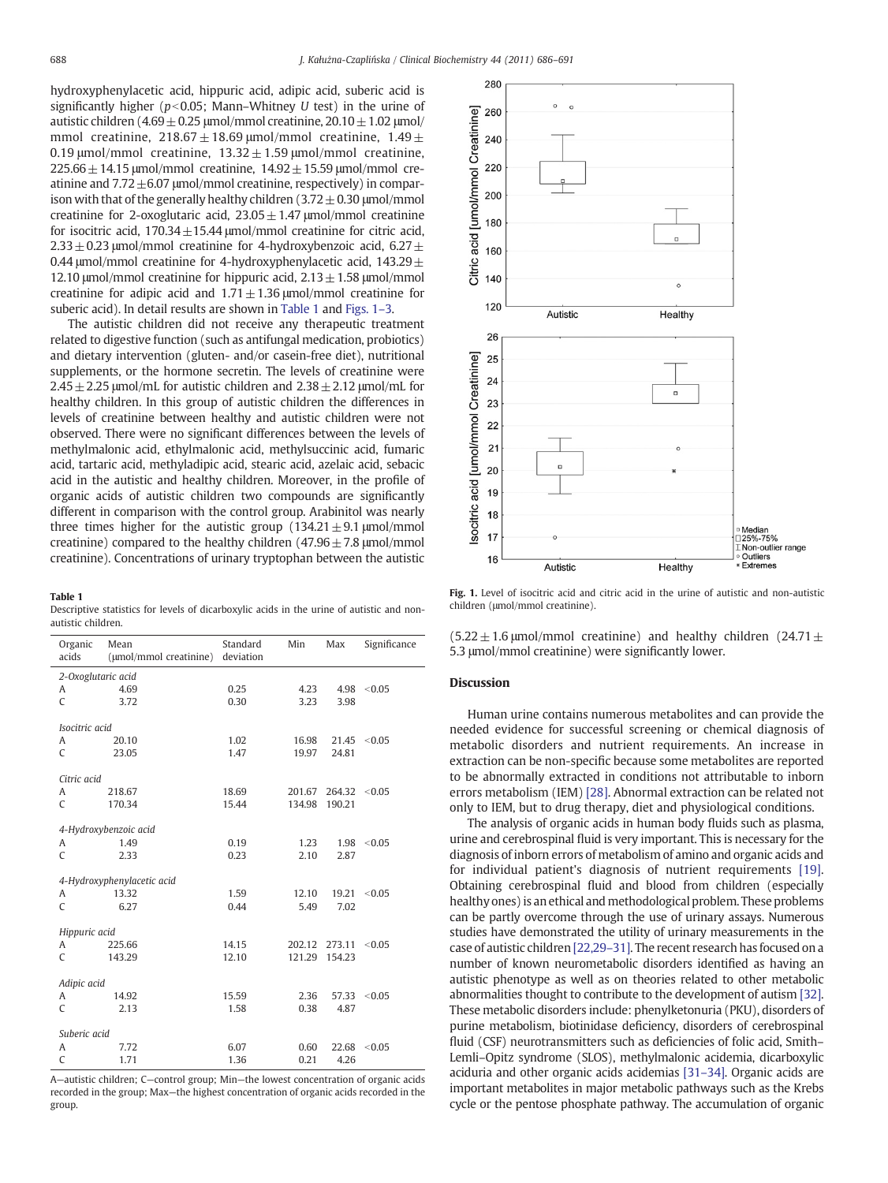hydroxyphenylacetic acid, hippuric acid, adipic acid, suberic acid is significantly higher ($p<0.05$; Mann–Whitney U test) in the urine of autistic children (4.69 ± 0.25 μmol/mmol creatinine, 20.10 ± 1.02 μmol/mmol creatinine, 218.67 ± 18.69 μmol/mmol creatinine, 1.49 ± 0.19 μmol/mmol creatinine, 13.32 ± 1.59 μmol/mmol creatinine, 225.66 ± 14.15 μmol/mmol creatinine, 14.92 ± 15.59 μmol/mmol creatinine and 7.72 ± 6.07 μmol/mmol creatinine, respectively) in comparison with that of the generally healthy children (3.72 ± 0.30 μmol/mmol creatinine for 2-oxoglutaric acid, 23.05 ± 1.47 μmol/mmol creatinine for isocitric acid, 170.34 ± 15.44 μmol/mmol creatinine for citric acid, 2.33 ± 0.23 μmol/mmol creatinine for 4-hydroxybenzoic acid, 6.27 ± 0.44 μmol/mmol creatinine for 4-hydroxyphenylacetic acid, 143.29 ± 12.10 μmol/mmol creatinine for hippuric acid, 2.13 ± 1.58 μmol/mmol creatinine for adipic acid and 1.71 ± 1.36 μmol/mmol creatinine for suberic acid). In detail results are shown in Table 1 and Figs. 1–3.

The autistic children did not receive any therapeutic treatment related to digestive function (such as antifungal medication, probiotics) and dietary intervention (gluten- and/or casein-free diet), nutritional supplements, or the hormone secretin. The levels of creatinine were 2.45 ± 2.25 μmol/mL for autistic children and 2.38 ± 2.12 μmol/mL for healthy children. In this group of autistic children the differences in levels of creatinine between healthy and autistic children were not observed. There were no significant differences between the levels of methylmalonic acid, ethylmalonic acid, methylsuccinic acid, fumaric acid, tartaric acid, methyladipic acid, stearic acid, azelaic acid, sebacic acid in the autistic and healthy children. Moreover, in the profile of organic acids of autistic children two compounds are significantly different in comparison with the control group. Arabinitol was nearly three times higher for the autistic group (134.21 ± 9.1 μmol/mmol creatinine) compared to the healthy children (47.96 ± 7.8 μmol/mmol creatinine). Concentrations of urinary tryptophan between the autistic (5.22 ± 1.6 μmol/mmol creatinine) and healthy children (24.71 ± 5.3 μmol/mmol creatinine) were significantly lower.

**Table 1**
Descriptive statistics for levels of dicarboxylic acids in the urine of autistic and non-autistic children.

| Organic acids | Mean (μmol/mmol creatinine) | Standard deviation | Min | Max | Significance |
|---|---|---|---|---|---|
| *2-Oxoglutaric acid* | | | | | |
| A | 4.69 | 0.25 | 4.23 | 4.98 | <0.05 |
| C | 3.72 | 0.30 | 3.23 | 3.98 | |
| *Isocitric acid* | | | | | |
| A | 20.10 | 1.02 | 16.98 | 21.45 | <0.05 |
| C | 23.05 | 1.47 | 19.97 | 24.81 | |
| *Citric acid* | | | | | |
| A | 218.67 | 18.69 | 201.67 | 264.32 | <0.05 |
| C | 170.34 | 15.44 | 134.98 | 190.21 | |
| *4-Hydroxybenzoic acid* | | | | | |
| A | 1.49 | 0.19 | 1.23 | 1.98 | <0.05 |
| C | 2.33 | 0.23 | 2.10 | 2.87 | |
| *4-Hydroxyphenylacetic acid* | | | | | |
| A | 13.32 | 1.59 | 12.10 | 19.21 | <0.05 |
| C | 6.27 | 0.44 | 5.49 | 7.02 | |
| *Hippuric acid* | | | | | |
| A | 225.66 | 14.15 | 202.12 | 273.11 | <0.05 |
| C | 143.29 | 12.10 | 121.29 | 154.23 | |
| *Adipic acid* | | | | | |
| A | 14.92 | 15.59 | 2.36 | 57.33 | <0.05 |
| C | 2.13 | 1.58 | 0.38 | 4.87 | |
| *Suberic acid* | | | | | |
| A | 7.72 | 6.07 | 0.60 | 22.68 | <0.05 |
| C | 1.71 | 1.36 | 0.21 | 4.26 | |

A—autistic children; C—control group; Min—the lowest concentration of organic acids recorded in the group; Max—the highest concentration of organic acids recorded in the group.

**Fig. 1.** Level of isocitric acid and citric acid in the urine of autistic and non-autistic children (μmol/mmol creatinine).

## Discussion

Human urine contains numerous metabolites and can provide the needed evidence for successful screening or chemical diagnosis of metabolic disorders and nutrient requirements. An increase in extraction can be non-specific because some metabolites are reported to be abnormally extracted in conditions not attributable to inborn errors metabolism (IEM) [28]. Abnormal extraction can be related not only to IEM, but to drug therapy, diet and physiological conditions.

The analysis of organic acids in human body fluids such as plasma, urine and cerebrospinal fluid is very important. This is necessary for the diagnosis of inborn errors of metabolism of amino and organic acids and for individual patient's diagnosis of nutrient requirements [19]. Obtaining cerebrospinal fluid and blood from children (especially healthy ones) is an ethical and methodological problem. These problems can be partly overcome through the use of urinary assays. Numerous studies have demonstrated the utility of urinary measurements in the case of autistic children [22,29–31]. The recent research has focused on a number of known neurometabolic disorders identified as having an autistic phenotype as well as on theories related to other metabolic abnormalities thought to contribute to the development of autism [32]. These metabolic disorders include: phenylketonuria (PKU), disorders of purine metabolism, biotinidase deficiency, disorders of cerebrospinal fluid (CSF) neurotransmitters such as deficiencies of folic acid, Smith–Lemli–Opitz syndrome (SLOS), methylmalonic acidemia, dicarboxylic aciduria and other organic acids acidemias [31–34]. Organic acids are important metabolites in major metabolic pathways such as the Krebs cycle or the pentose phosphate pathway. The accumulation of organic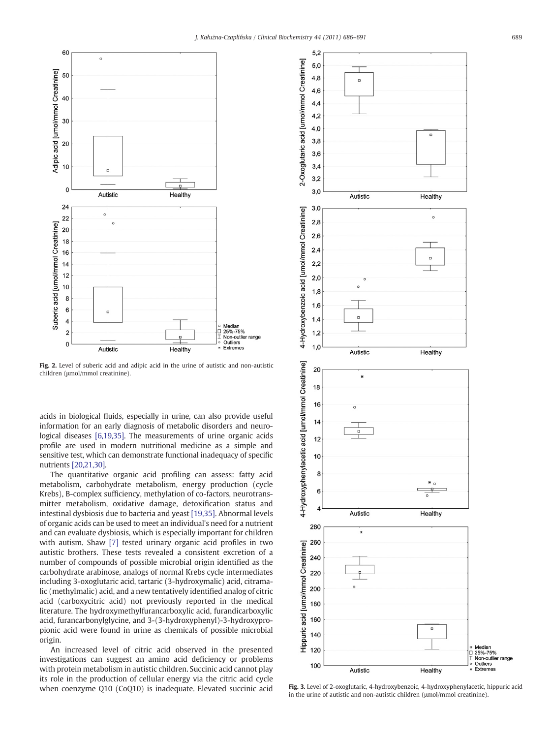Fig. 2. Level of suberic acid and adipic acid in the urine of autistic and non-autistic children (μmol/mmol creatinine).

Fig. 3. Level of 2-oxoglutaric, 4-hydroxybenzoic, 4-hydroxyphenylacetic, hippuric acid in the urine of autistic and non-autistic children (μmol/mmol creatinine).

acids in biological fluids, especially in urine, can also provide useful information for an early diagnosis of metabolic disorders and neurological diseases [6,19,35]. The measurements of urine organic acids profile are used in modern nutritional medicine as a simple and sensitive test, which can demonstrate functional inadequacy of specific nutrients [20,21,30].

The quantitative organic acid profiling can assess: fatty acid metabolism, carbohydrate metabolism, energy production (cycle Krebs), B-complex sufficiency, methylation of co-factors, neurotransmitter metabolism, oxidative damage, detoxification status and intestinal dysbiosis due to bacteria and yeast [19,35]. Abnormal levels of organic acids can be used to meet an individual's need for a nutrient and can evaluate dysbiosis, which is especially important for children with autism. Shaw [7] tested urinary organic acid profiles in two autistic brothers. These tests revealed a consistent excretion of a number of compounds of possible microbial origin identified as the carbohydrate arabinose, analogs of normal Krebs cycle intermediates including 3-oxoglutaric acid, tartaric (3-hydroxymalic) acid, citramalic (methylmalic) acid, and a new tentatively identified analog of citric acid (carboxycitric acid) not previously reported in the medical literature. The hydroxymethylfurancarboxylic acid, furandicarboxylic acid, furancarbonylglycine, and 3-(3-hydroxyphenyl)-3-hydroxypropionic acid were found in urine as chemicals of possible microbial origin.

An increased level of citric acid observed in the presented investigations can suggest an amino acid deficiency or problems with protein metabolism in autistic children. Succinic acid cannot play its role in the production of cellular energy via the citric acid cycle when coenzyme Q10 (CoQ10) is inadequate. Elevated succinic acid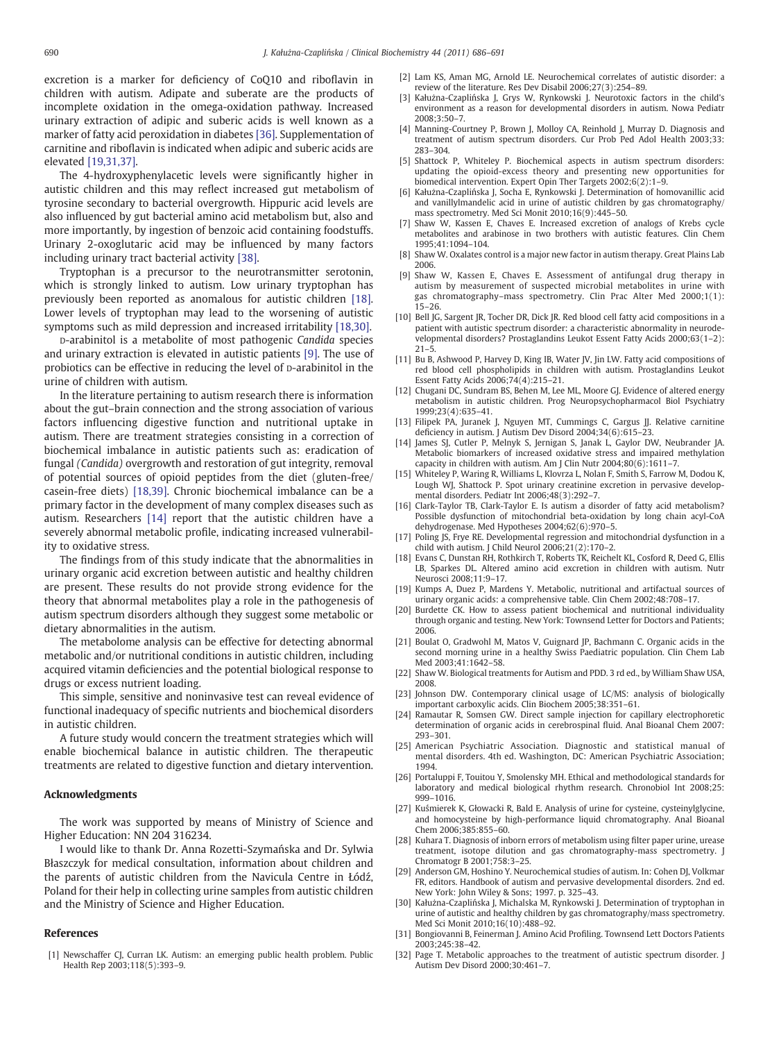excretion is a marker for deficiency of CoQ10 and riboflavin in children with autism. Adipate and suberate are the products of incomplete oxidation in the omega-oxidation pathway. Increased urinary extraction of adipic and suberic acids is well known as a marker of fatty acid peroxidation in diabetes [36]. Supplementation of carnitine and riboflavin is indicated when adipic and suberic acids are elevated [19,31,37].

The 4-hydroxyphenylacetic levels were significantly higher in autistic children and this may reflect increased gut metabolism of tyrosine secondary to bacterial overgrowth. Hippuric acid levels are also influenced by gut bacterial amino acid metabolism but, also and more importantly, by ingestion of benzoic acid containing foodstuffs. Urinary 2-oxoglutaric acid may be influenced by many factors including urinary tract bacterial activity [38].

Tryptophan is a precursor to the neurotransmitter serotonin, which is strongly linked to autism. Low urinary tryptophan has previously been reported as anomalous for autistic children [18]. Lower levels of tryptophan may lead to the worsening of autistic symptoms such as mild depression and increased irritability [18,30].

D-arabinitol is a metabolite of most pathogenic *Candida* species and urinary extraction is elevated in autistic patients [9]. The use of probiotics can be effective in reducing the level of D-arabinitol in the urine of children with autism.

In the literature pertaining to autism research there is information about the gut–brain connection and the strong association of various factors influencing digestive function and nutritional uptake in autism. There are treatment strategies consisting in a correction of biochemical imbalance in autistic patients such as: eradication of fungal *(Candida)* overgrowth and restoration of gut integrity, removal of potential sources of opioid peptides from the diet (gluten-free/casein-free diets) [18,39]. Chronic biochemical imbalance can be a primary factor in the development of many complex diseases such as autism. Researchers [14] report that the autistic children have a severely abnormal metabolic profile, indicating increased vulnerability to oxidative stress.

The findings from of this study indicate that the abnormalities in urinary organic acid excretion between autistic and healthy children are present. These results do not provide strong evidence for the theory that abnormal metabolites play a role in the pathogenesis of autism spectrum disorders although they suggest some metabolic or dietary abnormalities in the autism.

The metabolome analysis can be effective for detecting abnormal metabolic and/or nutritional conditions in autistic children, including acquired vitamin deficiencies and the potential biological response to drugs or excess nutrient loading.

This simple, sensitive and noninvasive test can reveal evidence of functional inadequacy of specific nutrients and biochemical disorders in autistic children.

A future study would concern the treatment strategies which will enable biochemical balance in autistic children. The therapeutic treatments are related to digestive function and dietary intervention.

## Acknowledgments

The work was supported by means of Ministry of Science and Higher Education: NN 204 316234.

I would like to thank Dr. Anna Rozetti-Szymańska and Dr. Sylwia Błaszczyk for medical consultation, information about children and the parents of autistic children from the Navicula Centre in Łódź, Poland for their help in collecting urine samples from autistic children and the Ministry of Science and Higher Education.

## References

[1] Newschaffer CJ, Curran LK. Autism: an emerging public health problem. Public Health Rep 2003;118(5):393–9.

[2] Lam KS, Aman MG, Arnold LE. Neurochemical correlates of autistic disorder: a review of the literature. Res Dev Disabil 2006;27(3):254–89.

[3] Kałużna-Czaplińska J, Grys W, Rynkowski J. Neurotoxic factors in the child's environment as a reason for developmental disorders in autism. Nowa Pediatr 2008;3:50–7.

[4] Manning-Courtney P, Brown J, Molloy CA, Reinhold J, Murray D. Diagnosis and treatment of autism spectrum disorders. Cur Prob Ped Adol Health 2003;33:283–304.

[5] Shattock P, Whiteley P. Biochemical aspects in autism spectrum disorders: updating the opioid-excess theory and presenting new opportunities for biomedical intervention. Expert Opin Ther Targets 2002;6(2):1–9.

[6] Kałużna-Czaplińska J, Socha E, Rynkowski J. Determination of homovanillic acid and vanillylmandelic acid in urine of autistic children by gas chromatography/mass spectrometry. Med Sci Monit 2010;16(9):445–50.

[7] Shaw W, Kassen E, Chaves E. Increased excretion of analogs of Krebs cycle metabolites and arabinose in two brothers with autistic features. Clin Chem 1995;41:1094–104.

[8] Shaw W. Oxalates control is a major new factor in autism therapy. Great Plains Lab 2006.

[9] Shaw W, Kassen E, Chaves E. Assessment of antifungal drug therapy in autism by measurement of suspected microbial metabolites in urine with gas chromatography–mass spectrometry. Clin Prac Alter Med 2000;1(1):15–26.

[10] Bell JG, Sargent JR, Tocher DR, Dick JR. Red blood cell fatty acid compositions in a patient with autistic spectrum disorder: a characteristic abnormality in neurodevelopmental disorders? Prostaglandins Leukot Essent Fatty Acids 2000;63(1–2):21–5.

[11] Bu B, Ashwood P, Harvey D, King IB, Water JV, Jin LW. Fatty acid compositions of red blood cell phospholipids in children with autism. Prostaglandins Leukot Essent Fatty Acids 2006;74(4):215–21.

[12] Chugani DC, Sundram BS, Behen M, Lee ML, Moore GJ. Evidence of altered energy metabolism in autistic children. Prog Neuropsychopharmacol Biol Psychiatry 1999;23(4):635–41.

[13] Filipek PA, Juranek J, Nguyen MT, Cummings C, Gargus JJ. Relative carnitine deficiency in autism. J Autism Dev Disord 2004;34(6):615–23.

[14] James SJ, Cutler P, Melnyk S, Jernigan S, Janak L, Gaylor DW, Neubrander JA. Metabolic biomarkers of increased oxidative stress and impaired methylation capacity in children with autism. Am J Clin Nutr 2004;80(6):1611–7.

[15] Whiteley P, Waring R, Williams L, Klovrza L, Nolan F, Smith S, Farrow M, Dodou K, Lough WJ, Shattock P. Spot urinary creatinine excretion in pervasive developmental disorders. Pediatr Int 2006;48(3):292–7.

[16] Clark-Taylor TB, Clark-Taylor E. Is autism a disorder of fatty acid metabolism? Possible dysfunction of mitochondrial beta-oxidation by long chain acyl-CoA dehydrogenase. Med Hypotheses 2004;62(6):970–5.

[17] Poling JS, Frye RE. Developmental regression and mitochondrial dysfunction in a child with autism. J Child Neurol 2006;21(2):170–2.

[18] Evans C, Dunstan RH, Rothkirch T, Roberts TK, Reichelt KL, Cosford R, Deed G, Ellis LB, Sparkes DL. Altered amino acid excretion in children with autism. Nutr Neurosci 2008;11:9–17.

[19] Kumps A, Duez P, Mardens Y. Metabolic, nutritional and artifactual sources of urinary organic acids: a comprehensive table. Clin Chem 2002;48:708–17.

[20] Burdette CK. How to assess patient biochemical and nutritional individuality through organic and testing. New York: Townsend Letter for Doctors and Patients; 2006.

[21] Boulat O, Gradwohl M, Matos V, Guignard JP, Bachmann C. Organic acids in the second morning urine in a healthy Swiss Paediatric population. Clin Chem Lab Med 2003;41:1642–58.

[22] Shaw W. Biological treatments for Autism and PDD. 3 rd ed., by William Shaw USA, 2008.

[23] Johnson DW. Contemporary clinical usage of LC/MS: analysis of biologically important carboxylic acids. Clin Biochem 2005;38:351–61.

[24] Ramautar R, Somsen GW. Direct sample injection for capillary electrophoretic determination of organic acids in cerebrospinal fluid. Anal Bioanal Chem 2007:293–301.

[25] American Psychiatric Association. Diagnostic and statistical manual of mental disorders. 4th ed. Washington, DC: American Psychiatric Association; 1994.

[26] Portaluppi F, Touitou Y, Smolensky MH. Ethical and methodological standards for laboratory and medical biological rhythm research. Chronobiol Int 2008;25:999–1016.

[27] Kuśmierek K, Głowacki R, Bald E. Analysis of urine for cysteine, cysteinylglycine, and homocysteine by high-performance liquid chromatography. Anal Bioanal Chem 2006;385:855–60.

[28] Kuhara T. Diagnosis of inborn errors of metabolism using filter paper urine, urease treatment, isotope dilution and gas chromatography-mass spectrometry. J Chromatogr B 2001;758:3–25.

[29] Anderson GM, Hoshino Y. Neurochemical studies of autism. In: Cohen DJ, Volkmar FR, editors. Handbook of autism and pervasive developmental disorders. 2nd ed. New York: John Wiley & Sons; 1997. p. 325–43.

[30] Kałużna-Czaplińska J, Michalska M, Rynkowski J. Determination of tryptophan in urine of autistic and healthy children by gas chromatography/mass spectrometry. Med Sci Monit 2010;16(10):488–92.

[31] Bongiovanni B, Feinerman J. Amino Acid Profiling. Townsend Lett Doctors Patients 2003;245:38–42.

[32] Page T. Metabolic approaches to the treatment of autistic spectrum disorder. J Autism Dev Disord 2000;30:461–7.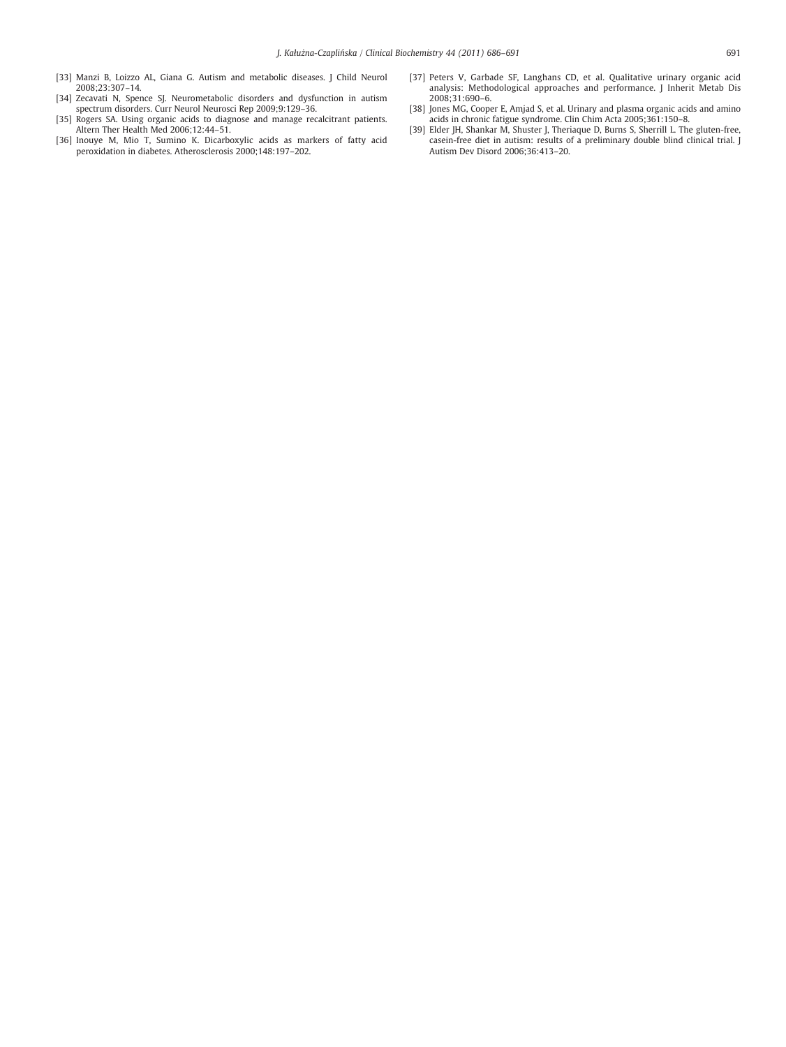[33] Manzi B, Loizzo AL, Giana G. Autism and metabolic diseases. J Child Neurol 2008;23:307–14.

[34] Zecavati N, Spence SJ. Neurometabolic disorders and dysfunction in autism spectrum disorders. Curr Neurol Neurosci Rep 2009;9:129–36.

[35] Rogers SA. Using organic acids to diagnose and manage recalcitrant patients. Altern Ther Health Med 2006;12:44–51.

[36] Inouye M, Mio T, Sumino K. Dicarboxylic acids as markers of fatty acid peroxidation in diabetes. Atherosclerosis 2000;148:197–202.

[37] Peters V, Garbade SF, Langhans CD, et al. Qualitative urinary organic acid analysis: Methodological approaches and performance. J Inherit Metab Dis 2008;31:690–6.

[38] Jones MG, Cooper E, Amjad S, et al. Urinary and plasma organic acids and amino acids in chronic fatigue syndrome. Clin Chim Acta 2005;361:150–8.

[39] Elder JH, Shankar M, Shuster J, Theriaque D, Burns S, Sherrill L. The gluten-free, casein-free diet in autism: results of a preliminary double blind clinical trial. J Autism Dev Disord 2006;36:413–20.